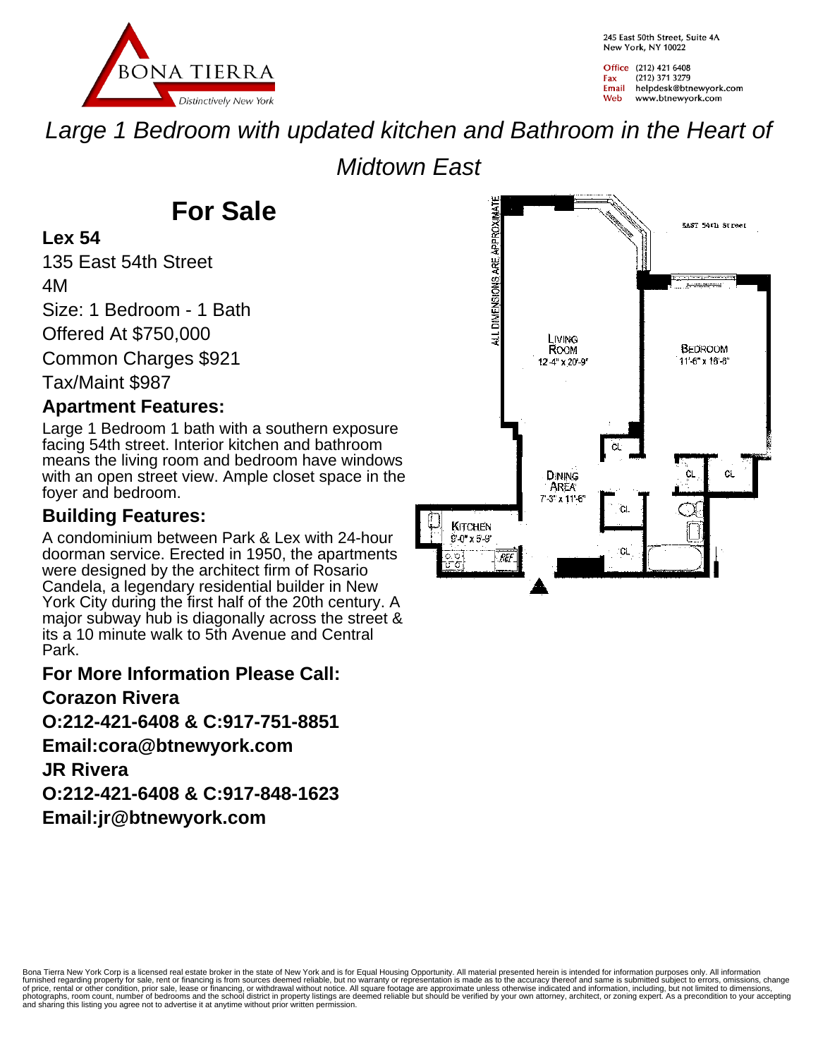BONA TIERRA

*Distinctively New York*

245 East 50th Street, Suite 4A
New York, NY 10022

Office (212) 421 6408
Fax (212) 371 3279
Email helpdesk@btnewyork.com
Web www.btnewyork.com

*Large 1 Bedroom with updated kitchen and Bathroom in the Heart of Midtown East*

# For Sale

**Lex 54**

135 East 54th Street

4M

Size: 1 Bedroom - 1 Bath

Offered At $750,000

Common Charges $921

Tax/Maint $987

## Apartment Features:

Large 1 Bedroom 1 bath with a southern exposure facing 54th street. Interior kitchen and bathroom means the living room and bedroom have windows with an open street view. Ample closet space in the foyer and bedroom.

## Building Features:

A condominium between Park & Lex with 24-hour doorman service. Erected in 1950, the apartments were designed by the architect firm of Rosario Candela, a legendary residential builder in New York City during the first half of the 20th century. A major subway hub is diagonally across the street & its a 10 minute walk to 5th Avenue and Central Park.

ALL DIMENSIONS ARE APPROXIMATE

EAST 54th Street

LIVING ROOM 12'-4" x 20'-9"

BEDROOM 11'-6" x 16'-8"

DINING AREA 7'-3" x 11'-6"

KITCHEN 9'-0" x 5'-9"

CL CL CL CL CL

REF

**For More Information Please Call:**

**Corazon Rivera**

**O:212-421-6408 & C:917-751-8851**

**Email:cora@btnewyork.com**

**JR Rivera**

**O:212-421-6408 & C:917-848-1623**

**Email:jr@btnewyork.com**

Bona Tierra New York Corp is a licensed real estate broker in the state of New York and is for Equal Housing Opportunity. All material presented herein is intended for information purposes only. All information furnished regarding property for sale, rent or financing is from sources deemed reliable, but no warranty or representation is made as to the accuracy thereof and same is submitted subject to errors, omissions, change of price, rental or other condition, prior sale, lease or financing, or withdrawal without notice. All square footage are approximate unless otherwise indicated and information, including, but not limited to dimensions, photographs, room count, number of bedrooms and the school district in property listings are deemed reliable but should be verified by your own attorney, architect, or zoning expert. As a precondition to your accepting and sharing this listing you agree not to advertise it at anytime without prior written permission.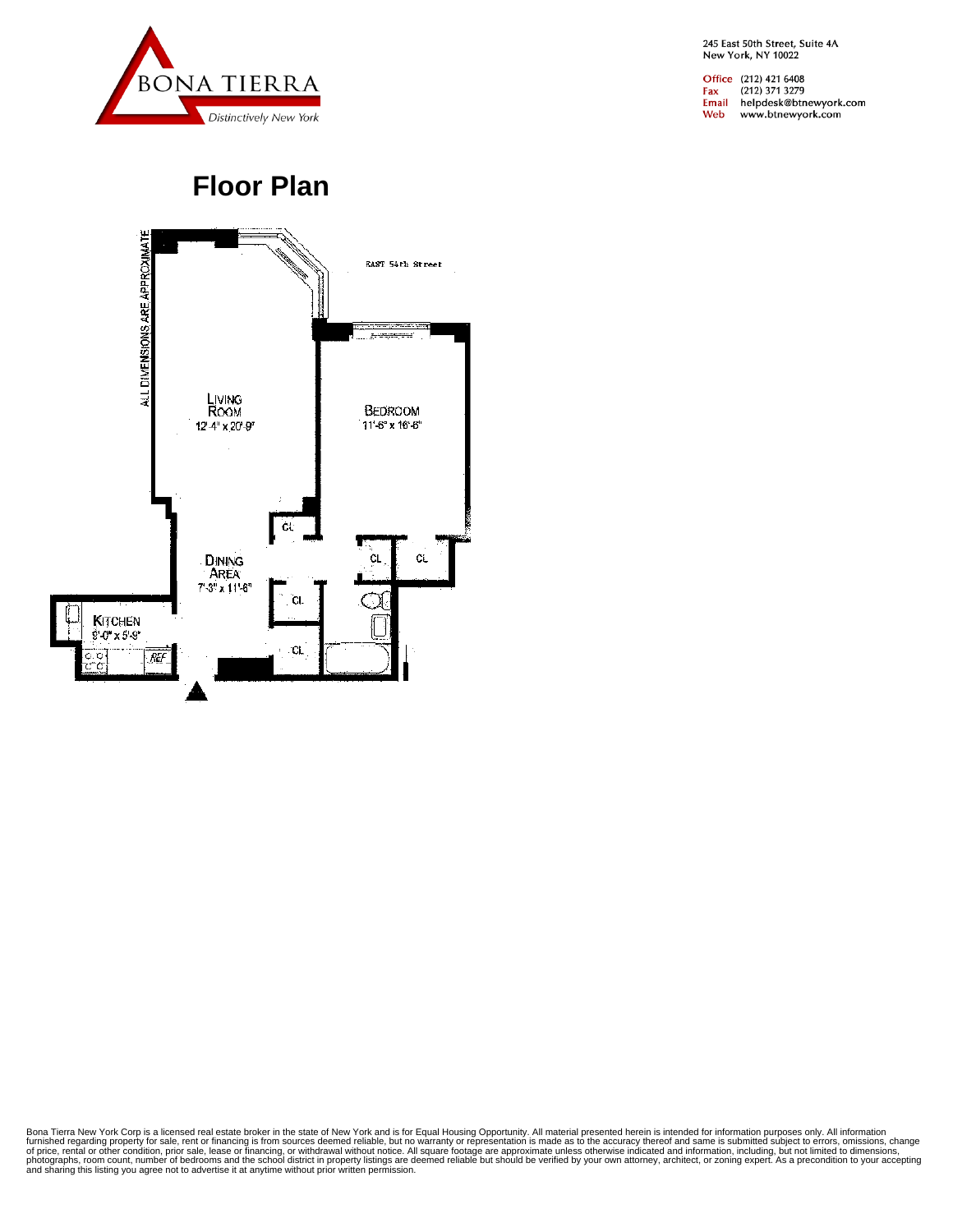BONA TIERRA

*Distinctively New York*

245 East 50th Street, Suite 4A
New York, NY 10022

Office (212) 421 6408
Fax (212) 371 3279
Email helpdesk@btnewyork.com
Web www.btnewyork.com

# Floor Plan

ALL DIMENSIONS ARE APPROXIMATE

EAST 54th Street

LIVING ROOM
12'-4" x 20'-9"

BEDROOM
11'-6" x 16'-6"

DINING AREA
7'-3" x 11'-6"

KITCHEN
9'-0" x 5'-9"

REF

CL

CL

CL

CL

CL

Bona Tierra New York Corp is a licensed real estate broker in the state of New York and is for Equal Housing Opportunity. All material presented herein is intended for information purposes only. All information furnished regarding property for sale, rent or financing is from sources deemed reliable, but no warranty or representation is made as to the accuracy thereof and same is submitted subject to errors, omissions, change of price, rental or other condition, prior sale, lease or financing, or withdrawal without notice. All square footage are approximate unless otherwise indicated and information, including, but not limited to dimensions, photographs, room count, number of bedrooms and the school district in property listings are deemed reliable but should be verified by your own attorney, architect, or zoning expert. As a precondition to your accepting and sharing this listing you agree not to advertise it at anytime without prior written permission.